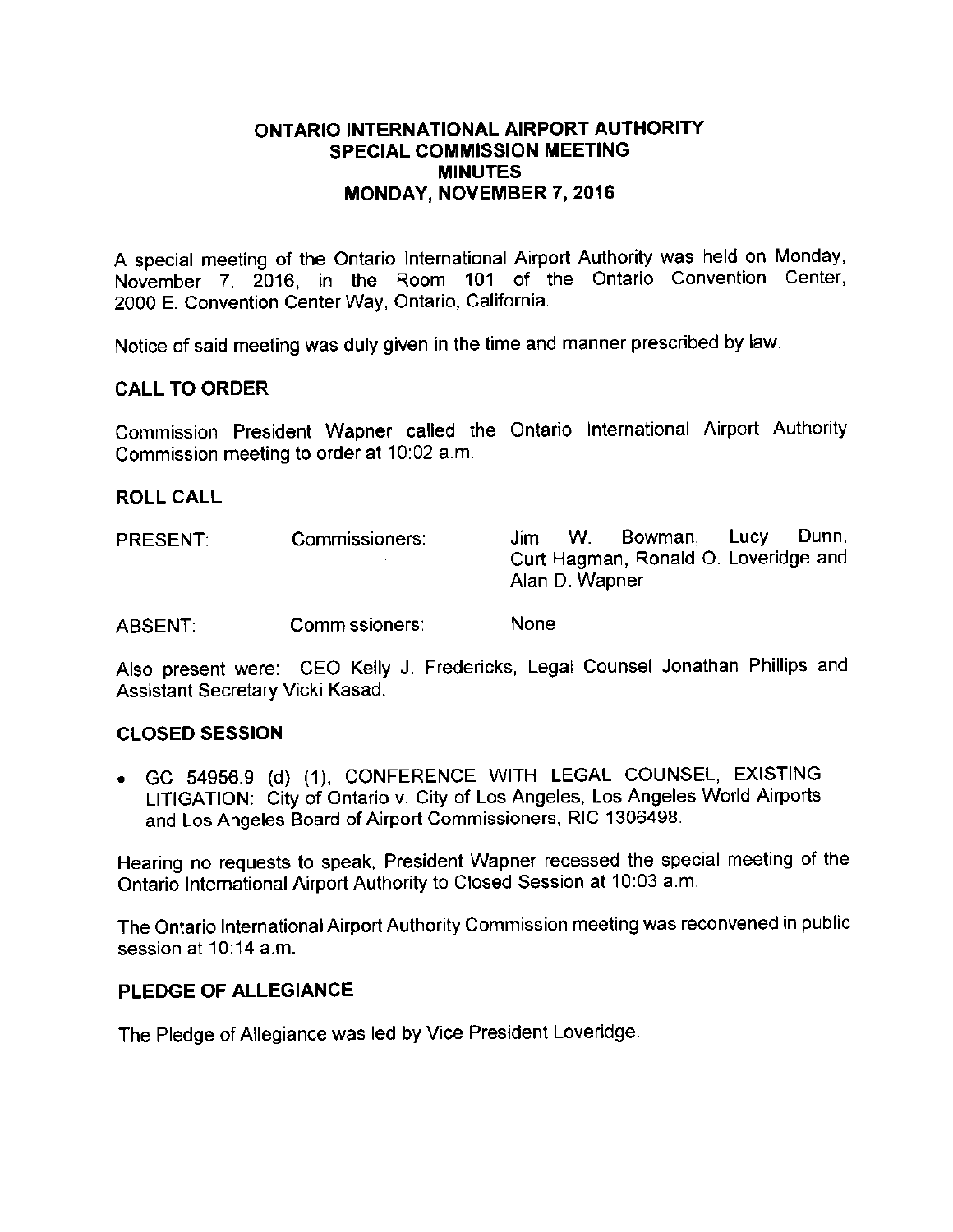# ONTARIO INTERNATIONAL AIRPORT AUTHORITY
## SPECIAL COMMISSION MEETING
## MINUTES
## MONDAY, NOVEMBER 7, 2016

A special meeting of the Ontario International Airport Authority was held on Monday, November 7, 2016, in the Room 101 of the Ontario Convention Center, 2000 E. Convention Center Way, Ontario, California.

Notice of said meeting was duly given in the time and manner prescribed by law.

### CALL TO ORDER

Commission President Wapner called the Ontario International Airport Authority Commission meeting to order at 10:02 a.m.

### ROLL CALL

| | | |
|---|---|---|
| PRESENT: | Commissioners: | Jim W. Bowman, Lucy Dunn, Curt Hagman, Ronald O. Loveridge and Alan D. Wapner |
| ABSENT: | Commissioners: | None |

Also present were: CEO Kelly J. Fredericks, Legal Counsel Jonathan Phillips and Assistant Secretary Vicki Kasad.

### CLOSED SESSION

- GC 54956.9 (d) (1), CONFERENCE WITH LEGAL COUNSEL, EXISTING LITIGATION: City of Ontario v. City of Los Angeles, Los Angeles World Airports and Los Angeles Board of Airport Commissioners, RIC 1306498.

Hearing no requests to speak, President Wapner recessed the special meeting of the Ontario International Airport Authority to Closed Session at 10:03 a.m.

The Ontario International Airport Authority Commission meeting was reconvened in public session at 10:14 a.m.

### PLEDGE OF ALLEGIANCE

The Pledge of Allegiance was led by Vice President Loveridge.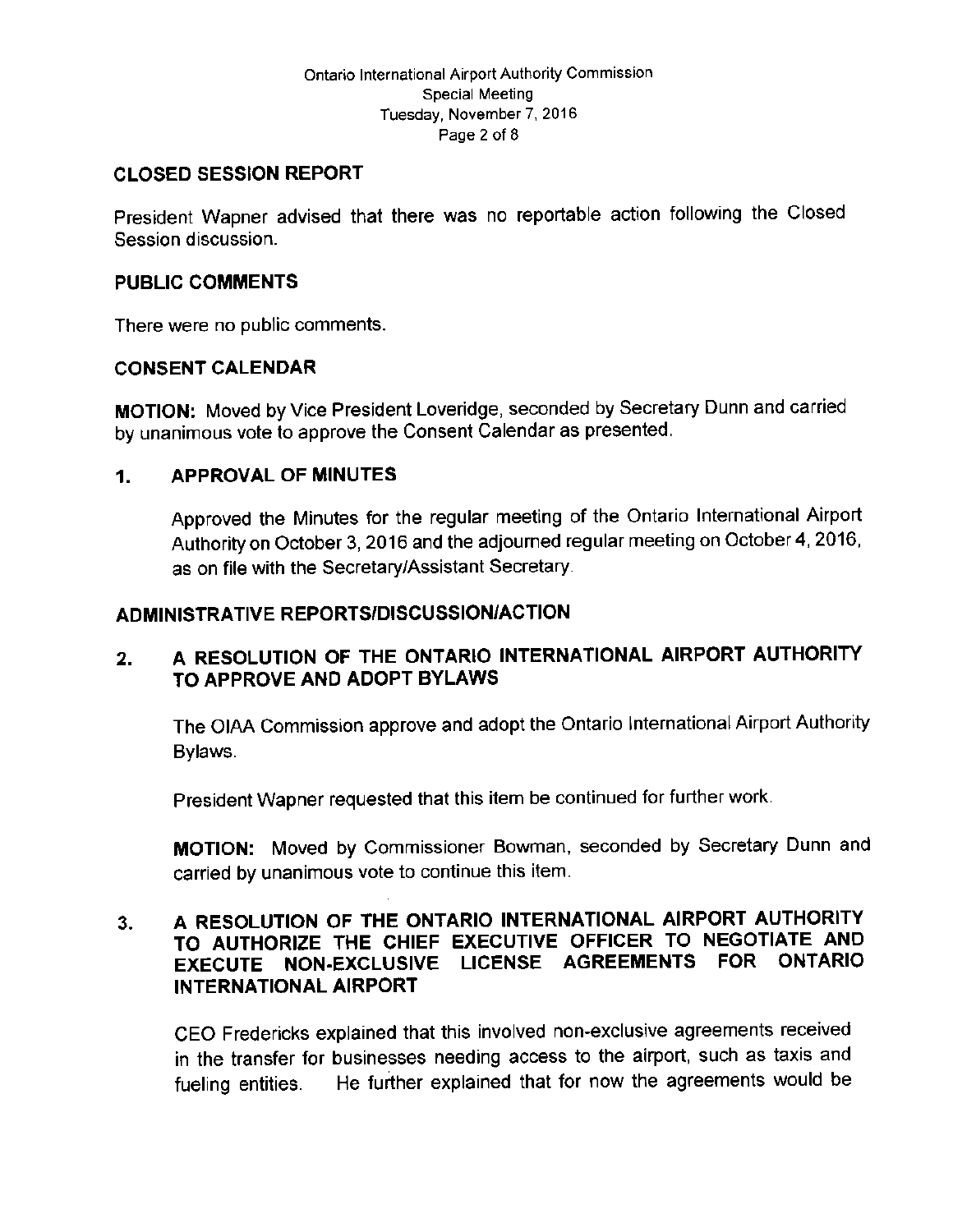## CLOSED SESSION REPORT

President Wapner advised that there was no reportable action following the Closed Session discussion.

## PUBLIC COMMENTS

There were no public comments.

## CONSENT CALENDAR

**MOTION:** Moved by Vice President Loveridge, seconded by Secretary Dunn and carried by unanimous vote to approve the Consent Calendar as presented.

### 1. APPROVAL OF MINUTES

Approved the Minutes for the regular meeting of the Ontario International Airport Authority on October 3, 2016 and the adjourned regular meeting on October 4, 2016, as on file with the Secretary/Assistant Secretary.

## ADMINISTRATIVE REPORTS/DISCUSSION/ACTION

### 2. A RESOLUTION OF THE ONTARIO INTERNATIONAL AIRPORT AUTHORITY TO APPROVE AND ADOPT BYLAWS

The OIAA Commission approve and adopt the Ontario International Airport Authority Bylaws.

President Wapner requested that this item be continued for further work.

**MOTION:** Moved by Commissioner Bowman, seconded by Secretary Dunn and carried by unanimous vote to continue this item.

### 3. A RESOLUTION OF THE ONTARIO INTERNATIONAL AIRPORT AUTHORITY TO AUTHORIZE THE CHIEF EXECUTIVE OFFICER TO NEGOTIATE AND EXECUTE NON-EXCLUSIVE LICENSE AGREEMENTS FOR ONTARIO INTERNATIONAL AIRPORT

CEO Fredericks explained that this involved non-exclusive agreements received in the transfer for businesses needing access to the airport, such as taxis and fueling entities. He further explained that for now the agreements would be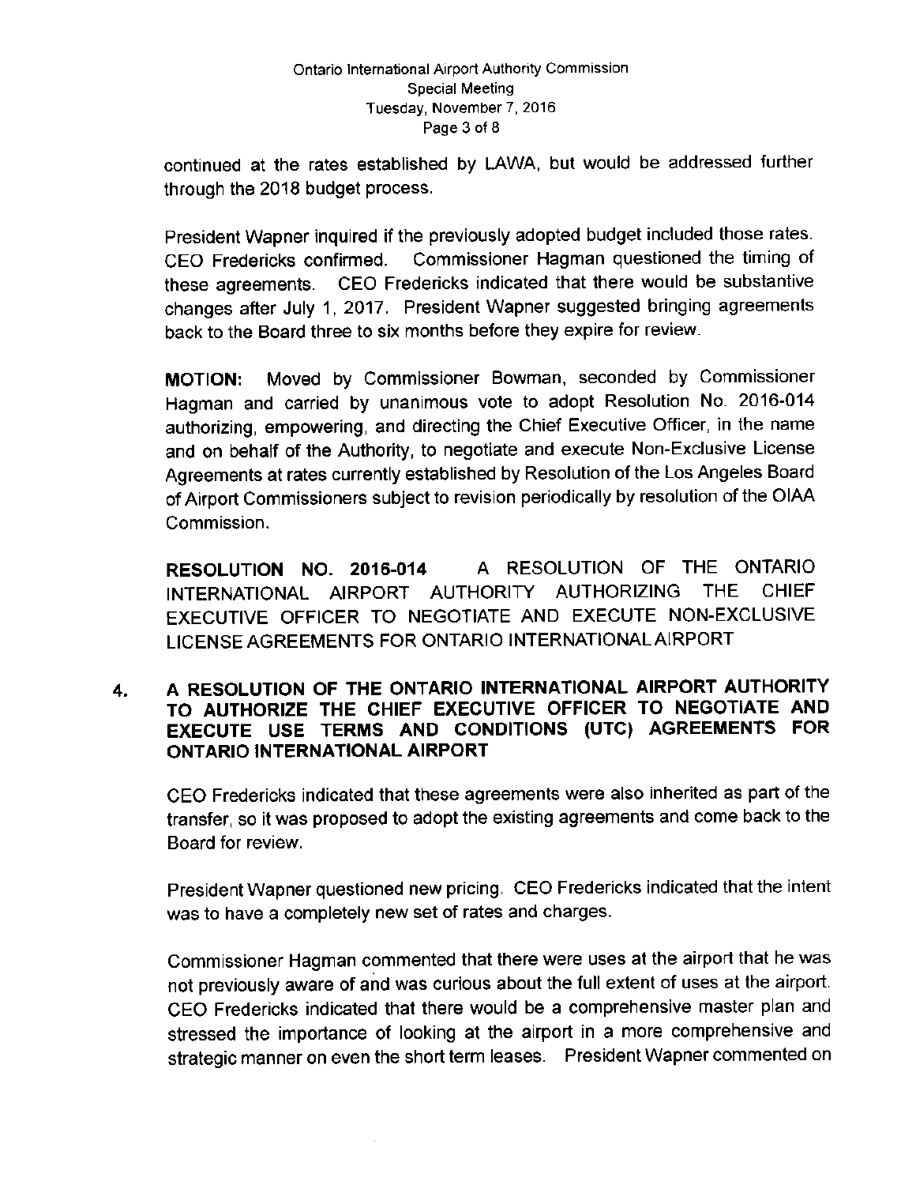continued at the rates established by LAWA, but would be addressed further through the 2018 budget process.

President Wapner inquired if the previously adopted budget included those rates. CEO Fredericks confirmed. Commissioner Hagman questioned the timing of these agreements. CEO Fredericks indicated that there would be substantive changes after July 1, 2017. President Wapner suggested bringing agreements back to the Board three to six months before they expire for review.

**MOTION:** Moved by Commissioner Bowman, seconded by Commissioner Hagman and carried by unanimous vote to adopt Resolution No. 2016-014 authorizing, empowering, and directing the Chief Executive Officer, in the name and on behalf of the Authority, to negotiate and execute Non-Exclusive License Agreements at rates currently established by Resolution of the Los Angeles Board of Airport Commissioners subject to revision periodically by resolution of the OIAA Commission.

**RESOLUTION NO. 2016-014** A RESOLUTION OF THE ONTARIO INTERNATIONAL AIRPORT AUTHORITY AUTHORIZING THE CHIEF EXECUTIVE OFFICER TO NEGOTIATE AND EXECUTE NON-EXCLUSIVE LICENSE AGREEMENTS FOR ONTARIO INTERNATIONAL AIRPORT

**4. A RESOLUTION OF THE ONTARIO INTERNATIONAL AIRPORT AUTHORITY TO AUTHORIZE THE CHIEF EXECUTIVE OFFICER TO NEGOTIATE AND EXECUTE USE TERMS AND CONDITIONS (UTC) AGREEMENTS FOR ONTARIO INTERNATIONAL AIRPORT**

CEO Fredericks indicated that these agreements were also inherited as part of the transfer, so it was proposed to adopt the existing agreements and come back to the Board for review.

President Wapner questioned new pricing. CEO Fredericks indicated that the intent was to have a completely new set of rates and charges.

Commissioner Hagman commented that there were uses at the airport that he was not previously aware of and was curious about the full extent of uses at the airport. CEO Fredericks indicated that there would be a comprehensive master plan and stressed the importance of looking at the airport in a more comprehensive and strategic manner on even the short term leases. President Wapner commented on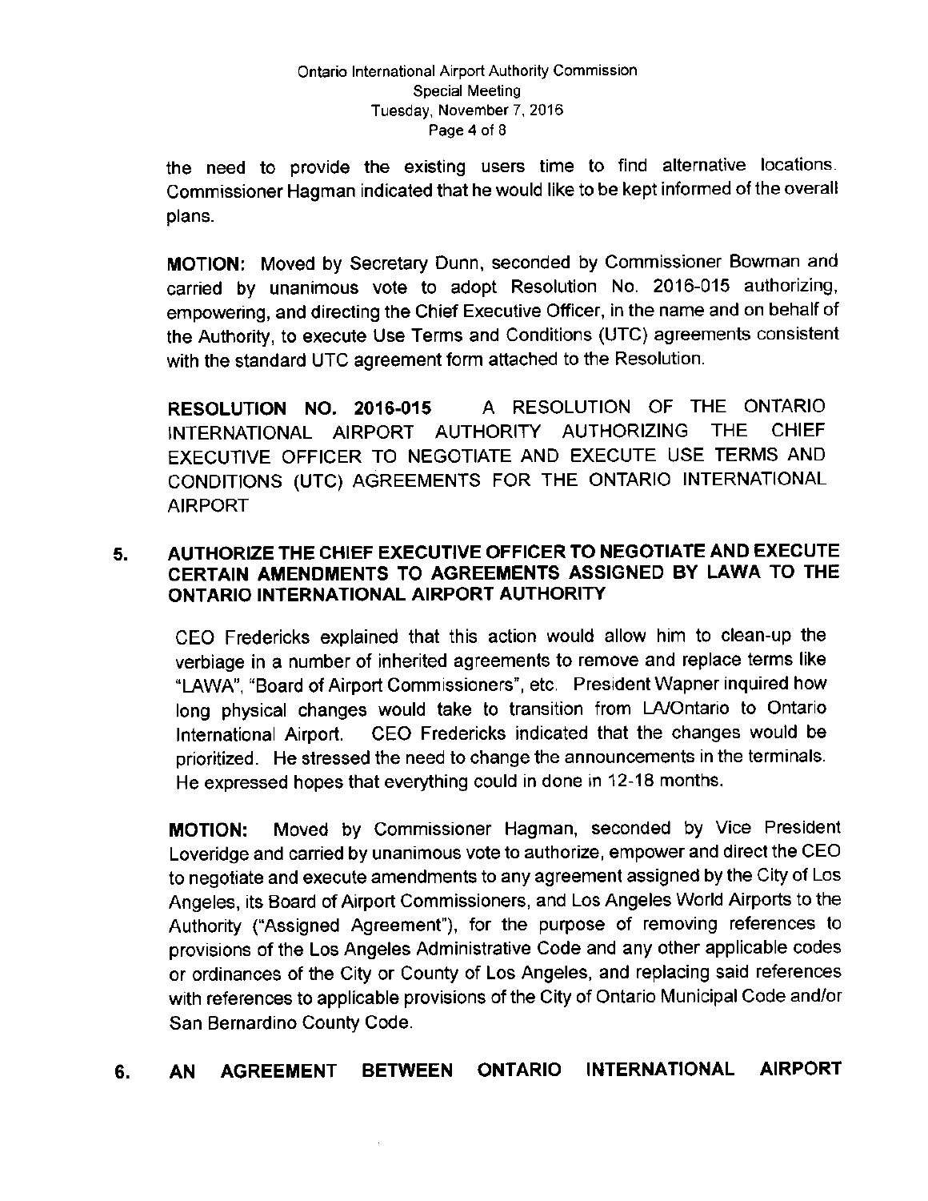the need to provide the existing users time to find alternative locations. Commissioner Hagman indicated that he would like to be kept informed of the overall plans.

**MOTION:** Moved by Secretary Dunn, seconded by Commissioner Bowman and carried by unanimous vote to adopt Resolution No. 2016-015 authorizing, empowering, and directing the Chief Executive Officer, in the name and on behalf of the Authority, to execute Use Terms and Conditions (UTC) agreements consistent with the standard UTC agreement form attached to the Resolution.

**RESOLUTION NO. 2016-015** A RESOLUTION OF THE ONTARIO INTERNATIONAL AIRPORT AUTHORITY AUTHORIZING THE CHIEF EXECUTIVE OFFICER TO NEGOTIATE AND EXECUTE USE TERMS AND CONDITIONS (UTC) AGREEMENTS FOR THE ONTARIO INTERNATIONAL AIRPORT

## 5. AUTHORIZE THE CHIEF EXECUTIVE OFFICER TO NEGOTIATE AND EXECUTE CERTAIN AMENDMENTS TO AGREEMENTS ASSIGNED BY LAWA TO THE ONTARIO INTERNATIONAL AIRPORT AUTHORITY

CEO Fredericks explained that this action would allow him to clean-up the verbiage in a number of inherited agreements to remove and replace terms like "LAWA", "Board of Airport Commissioners", etc. President Wapner inquired how long physical changes would take to transition from LA/Ontario to Ontario International Airport. CEO Fredericks indicated that the changes would be prioritized. He stressed the need to change the announcements in the terminals. He expressed hopes that everything could in done in 12-18 months.

**MOTION:** Moved by Commissioner Hagman, seconded by Vice President Loveridge and carried by unanimous vote to authorize, empower and direct the CEO to negotiate and execute amendments to any agreement assigned by the City of Los Angeles, its Board of Airport Commissioners, and Los Angeles World Airports to the Authority ("Assigned Agreement"), for the purpose of removing references to provisions of the Los Angeles Administrative Code and any other applicable codes or ordinances of the City or County of Los Angeles, and replacing said references with references to applicable provisions of the City of Ontario Municipal Code and/or San Bernardino County Code.

## 6. AN AGREEMENT BETWEEN ONTARIO INTERNATIONAL AIRPORT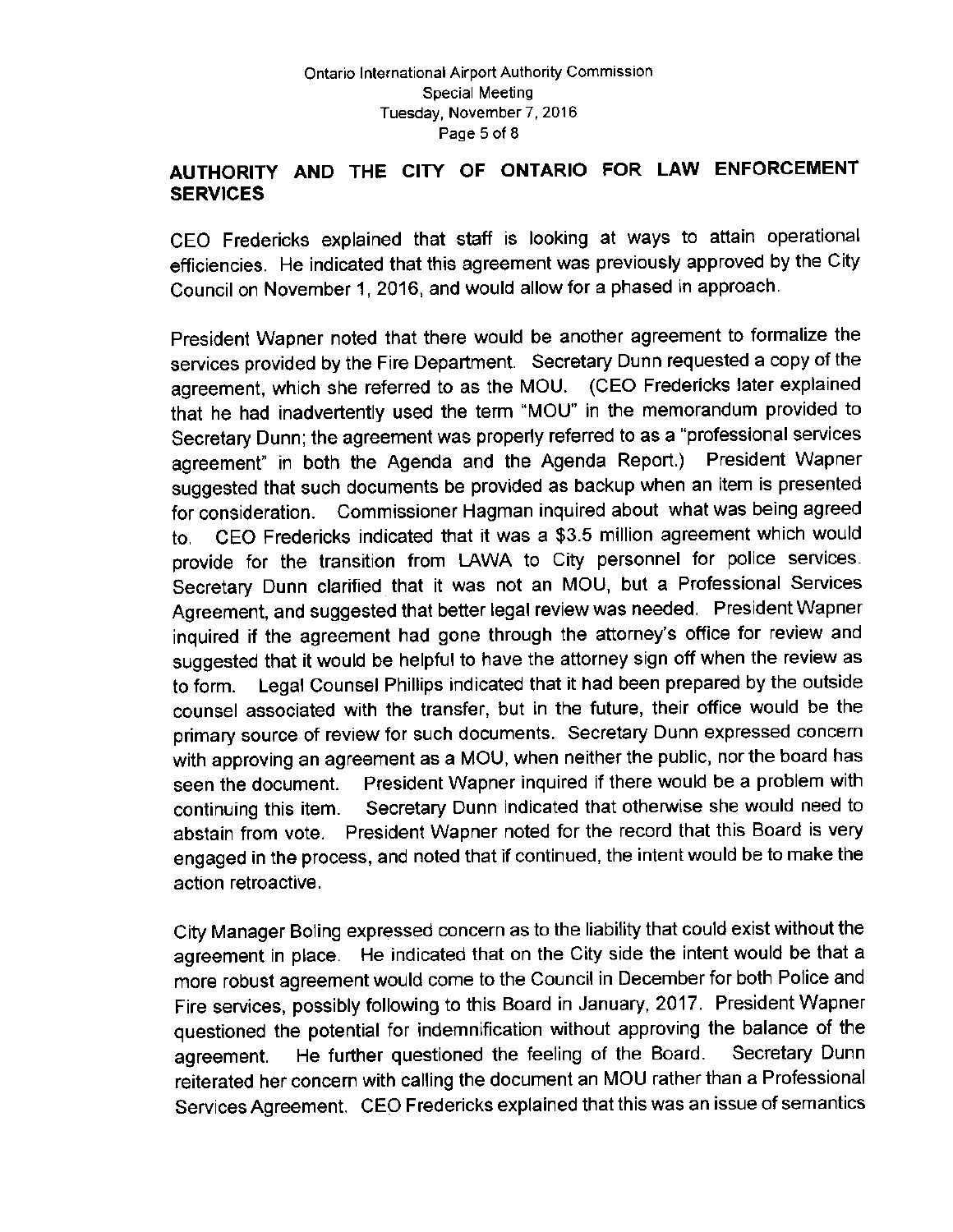## AUTHORITY AND THE CITY OF ONTARIO FOR LAW ENFORCEMENT SERVICES

CEO Fredericks explained that staff is looking at ways to attain operational efficiencies. He indicated that this agreement was previously approved by the City Council on November 1, 2016, and would allow for a phased in approach.

President Wapner noted that there would be another agreement to formalize the services provided by the Fire Department. Secretary Dunn requested a copy of the agreement, which she referred to as the MOU. (CEO Fredericks later explained that he had inadvertently used the term "MOU" in the memorandum provided to Secretary Dunn; the agreement was properly referred to as a "professional services agreement" in both the Agenda and the Agenda Report.) President Wapner suggested that such documents be provided as backup when an item is presented for consideration. Commissioner Hagman inquired about what was being agreed to. CEO Fredericks indicated that it was a $3.5 million agreement which would provide for the transition from LAWA to City personnel for police services. Secretary Dunn clarified that it was not an MOU, but a Professional Services Agreement, and suggested that better legal review was needed. President Wapner inquired if the agreement had gone through the attorney's office for review and suggested that it would be helpful to have the attorney sign off when the review as to form. Legal Counsel Phillips indicated that it had been prepared by the outside counsel associated with the transfer, but in the future, their office would be the primary source of review for such documents. Secretary Dunn expressed concern with approving an agreement as a MOU, when neither the public, nor the board has seen the document. President Wapner inquired if there would be a problem with continuing this item. Secretary Dunn indicated that otherwise she would need to abstain from vote. President Wapner noted for the record that this Board is very engaged in the process, and noted that if continued, the intent would be to make the action retroactive.

City Manager Boling expressed concern as to the liability that could exist without the agreement in place. He indicated that on the City side the intent would be that a more robust agreement would come to the Council in December for both Police and Fire services, possibly following to this Board in January, 2017. President Wapner questioned the potential for indemnification without approving the balance of the agreement. He further questioned the feeling of the Board. Secretary Dunn reiterated her concern with calling the document an MOU rather than a Professional Services Agreement. CEO Fredericks explained that this was an issue of semantics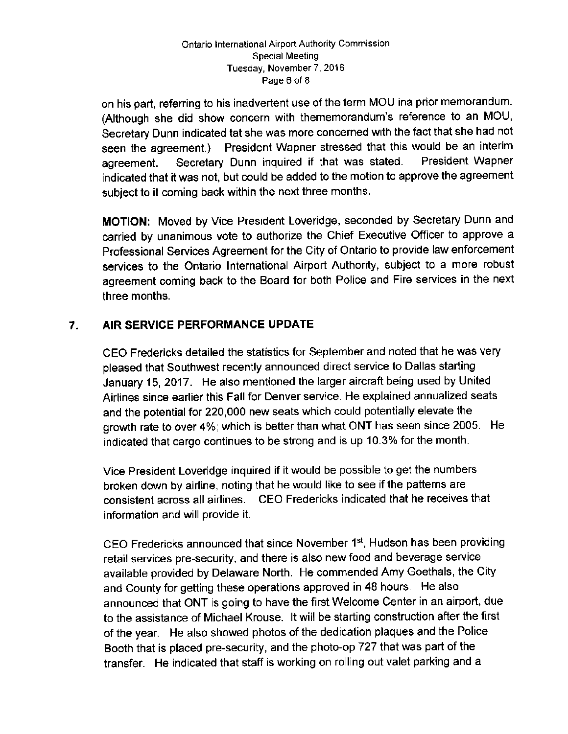on his part, referring to his inadvertent use of the term MOU ina prior memorandum. (Although she did show concern with thememorandum's reference to an MOU, Secretary Dunn indicated tat she was more concerned with the fact that she had not seen the agreement.) President Wapner stressed that this would be an interim agreement. Secretary Dunn inquired if that was stated. President Wapner indicated that it was not, but could be added to the motion to approve the agreement subject to it coming back within the next three months.

**MOTION:** Moved by Vice President Loveridge, seconded by Secretary Dunn and carried by unanimous vote to authorize the Chief Executive Officer to approve a Professional Services Agreement for the City of Ontario to provide law enforcement services to the Ontario International Airport Authority, subject to a more robust agreement coming back to the Board for both Police and Fire services in the next three months.

## 7. AIR SERVICE PERFORMANCE UPDATE

CEO Fredericks detailed the statistics for September and noted that he was very pleased that Southwest recently announced direct service to Dallas starting January 15, 2017. He also mentioned the larger aircraft being used by United Airlines since earlier this Fall for Denver service. He explained annualized seats and the potential for 220,000 new seats which could potentially elevate the growth rate to over 4%; which is better than what ONT has seen since 2005. He indicated that cargo continues to be strong and is up 10.3% for the month.

Vice President Loveridge inquired if it would be possible to get the numbers broken down by airline, noting that he would like to see if the patterns are consistent across all airlines. CEO Fredericks indicated that he receives that information and will provide it.

CEO Fredericks announced that since November 1st, Hudson has been providing retail services pre-security, and there is also new food and beverage service available provided by Delaware North. He commended Amy Goethals, the City and County for getting these operations approved in 48 hours. He also announced that ONT is going to have the first Welcome Center in an airport, due to the assistance of Michael Krouse. It will be starting construction after the first of the year. He also showed photos of the dedication plaques and the Police Booth that is placed pre-security, and the photo-op 727 that was part of the transfer. He indicated that staff is working on rolling out valet parking and a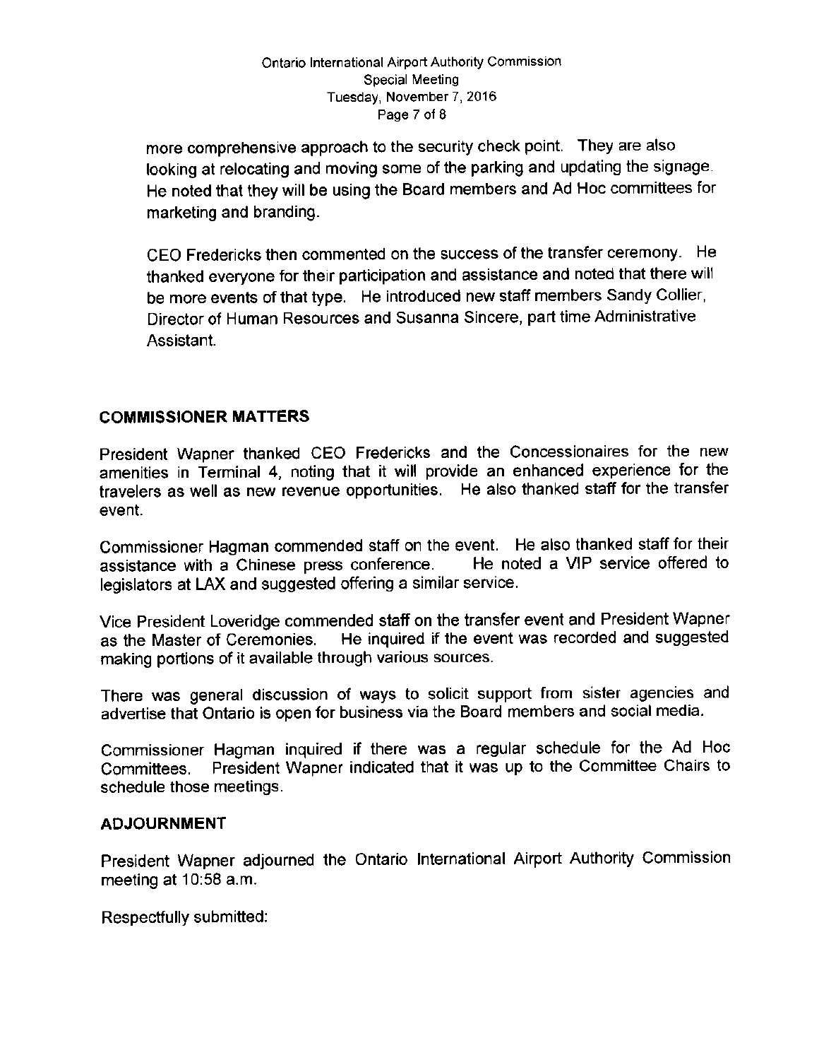more comprehensive approach to the security check point. They are also looking at relocating and moving some of the parking and updating the signage. He noted that they will be using the Board members and Ad Hoc committees for marketing and branding.

CEO Fredericks then commented on the success of the transfer ceremony. He thanked everyone for their participation and assistance and noted that there will be more events of that type. He introduced new staff members Sandy Collier, Director of Human Resources and Susanna Sincere, part time Administrative Assistant.

## COMMISSIONER MATTERS

President Wapner thanked CEO Fredericks and the Concessionaires for the new amenities in Terminal 4, noting that it will provide an enhanced experience for the travelers as well as new revenue opportunities. He also thanked staff for the transfer event.

Commissioner Hagman commended staff on the event. He also thanked staff for their assistance with a Chinese press conference. He noted a VIP service offered to legislators at LAX and suggested offering a similar service.

Vice President Loveridge commended staff on the transfer event and President Wapner as the Master of Ceremonies. He inquired if the event was recorded and suggested making portions of it available through various sources.

There was general discussion of ways to solicit support from sister agencies and advertise that Ontario is open for business via the Board members and social media.

Commissioner Hagman inquired if there was a regular schedule for the Ad Hoc Committees. President Wapner indicated that it was up to the Committee Chairs to schedule those meetings.

## ADJOURNMENT

President Wapner adjourned the Ontario International Airport Authority Commission meeting at 10:58 a.m.

Respectfully submitted: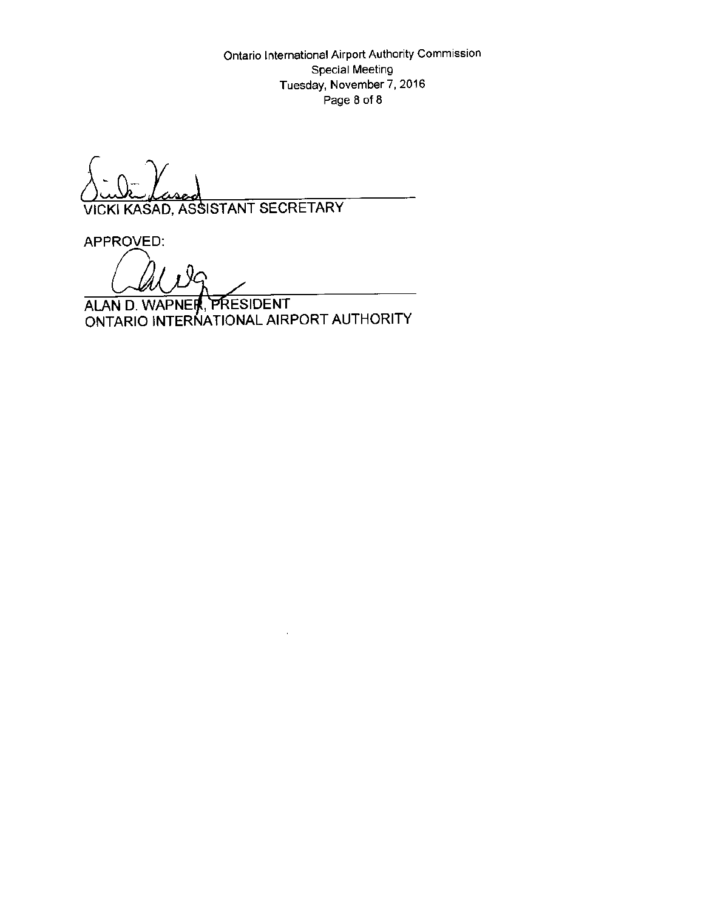VICKI KASAD, ASSISTANT SECRETARY

APPROVED:

ALAN D. WAPNER, PRESIDENT
ONTARIO INTERNATIONAL AIRPORT AUTHORITY